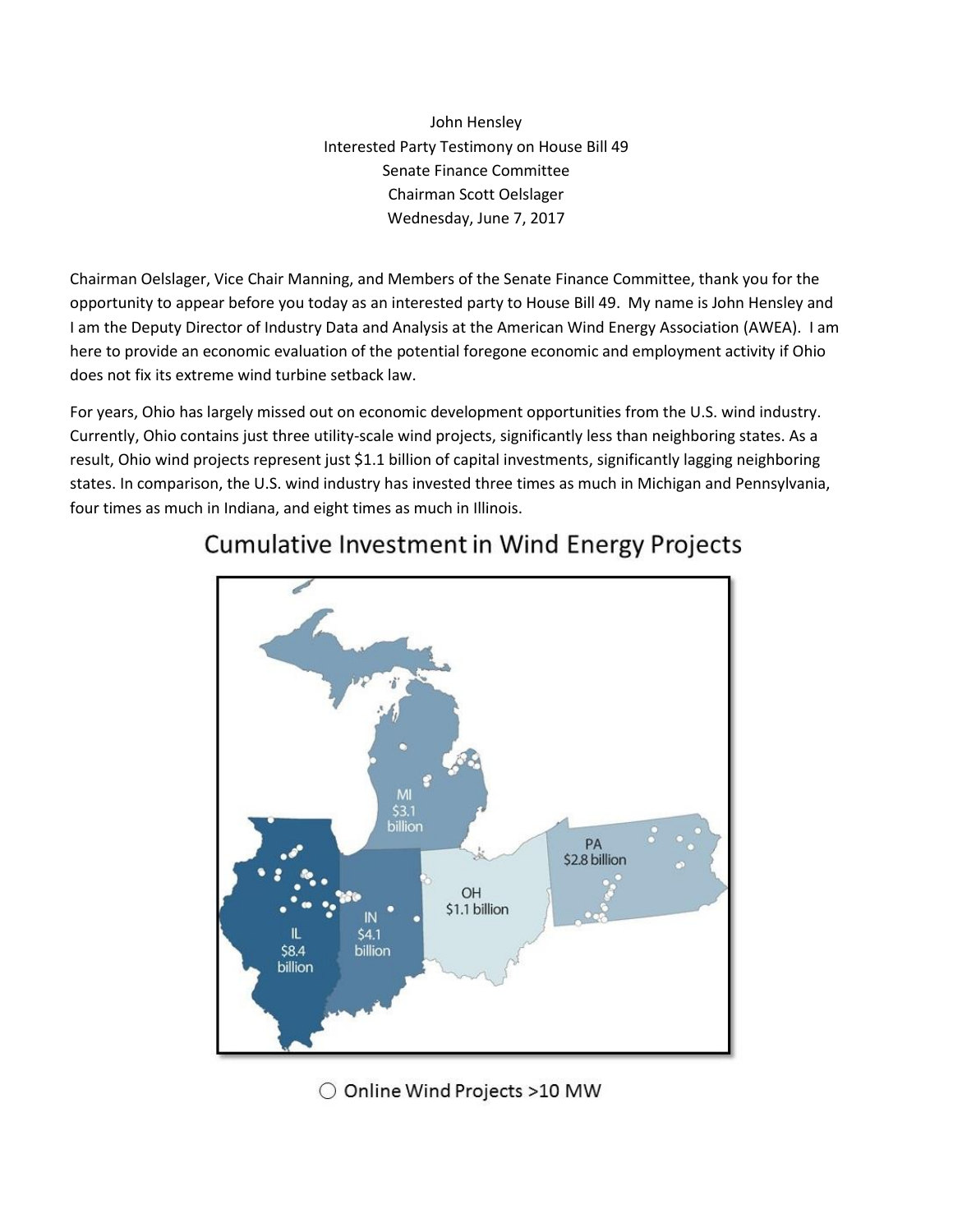John Hensley
Interested Party Testimony on House Bill 49
Senate Finance Committee
Chairman Scott Oelslager
Wednesday, June 7, 2017

Chairman Oelslager, Vice Chair Manning, and Members of the Senate Finance Committee, thank you for the opportunity to appear before you today as an interested party to House Bill 49. My name is John Hensley and I am the Deputy Director of Industry Data and Analysis at the American Wind Energy Association (AWEA). I am here to provide an economic evaluation of the potential foregone economic and employment activity if Ohio does not fix its extreme wind turbine setback law.

For years, Ohio has largely missed out on economic development opportunities from the U.S. wind industry. Currently, Ohio contains just three utility-scale wind projects, significantly less than neighboring states. As a result, Ohio wind projects represent just $1.1 billion of capital investments, significantly lagging neighboring states. In comparison, the U.S. wind industry has invested three times as much in Michigan and Pennsylvania, four times as much in Indiana, and eight times as much in Illinois.

## Cumulative Investment in Wind Energy Projects

MI $3.1 billion

PA $2.8 billion

OH $1.1 billion

IN $4.1 billion

IL $8.4 billion

○ Online Wind Projects >10 MW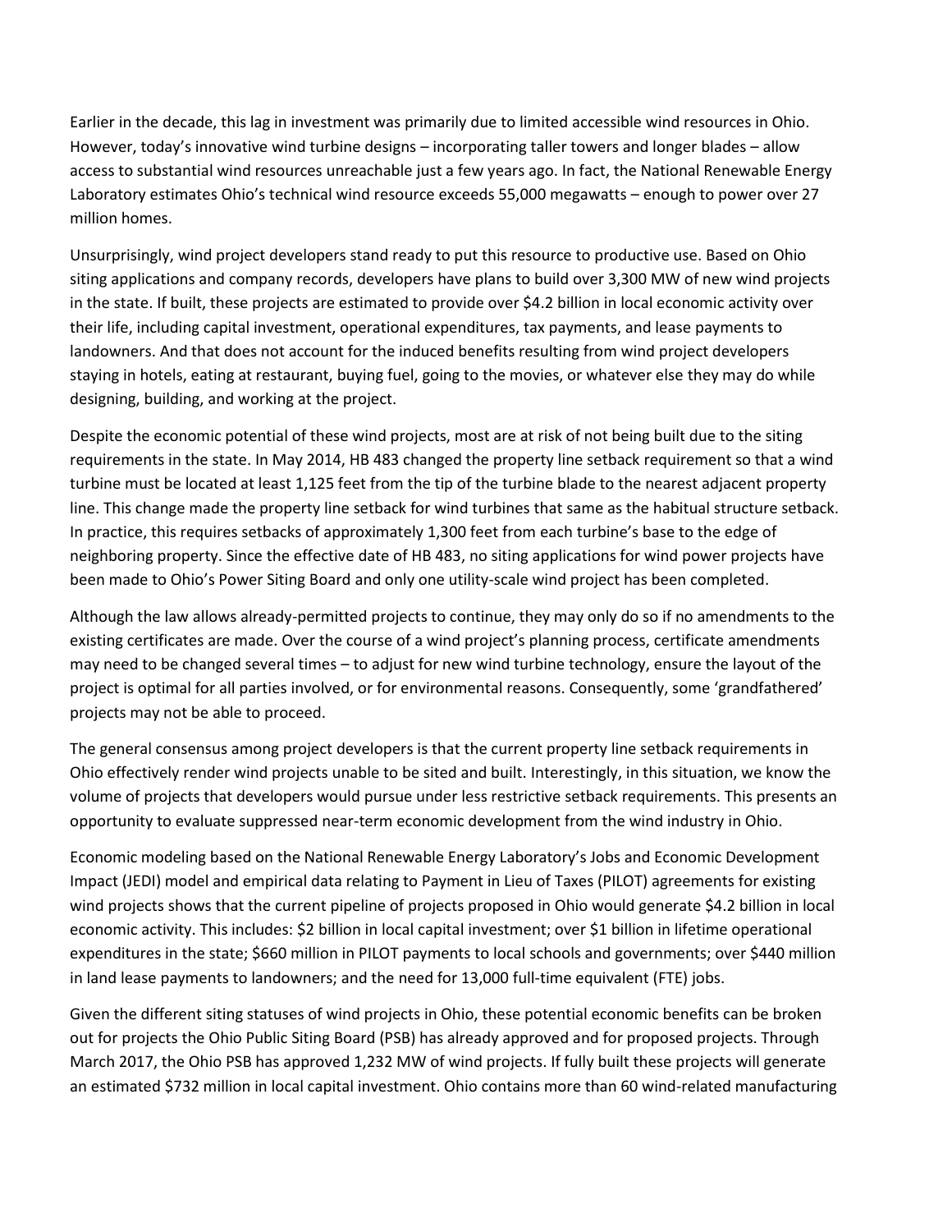Earlier in the decade, this lag in investment was primarily due to limited accessible wind resources in Ohio. However, today's innovative wind turbine designs – incorporating taller towers and longer blades – allow access to substantial wind resources unreachable just a few years ago. In fact, the National Renewable Energy Laboratory estimates Ohio's technical wind resource exceeds 55,000 megawatts – enough to power over 27 million homes.

Unsurprisingly, wind project developers stand ready to put this resource to productive use. Based on Ohio siting applications and company records, developers have plans to build over 3,300 MW of new wind projects in the state. If built, these projects are estimated to provide over $4.2 billion in local economic activity over their life, including capital investment, operational expenditures, tax payments, and lease payments to landowners. And that does not account for the induced benefits resulting from wind project developers staying in hotels, eating at restaurant, buying fuel, going to the movies, or whatever else they may do while designing, building, and working at the project.

Despite the economic potential of these wind projects, most are at risk of not being built due to the siting requirements in the state. In May 2014, HB 483 changed the property line setback requirement so that a wind turbine must be located at least 1,125 feet from the tip of the turbine blade to the nearest adjacent property line. This change made the property line setback for wind turbines that same as the habitual structure setback. In practice, this requires setbacks of approximately 1,300 feet from each turbine's base to the edge of neighboring property. Since the effective date of HB 483, no siting applications for wind power projects have been made to Ohio's Power Siting Board and only one utility-scale wind project has been completed.

Although the law allows already-permitted projects to continue, they may only do so if no amendments to the existing certificates are made. Over the course of a wind project's planning process, certificate amendments may need to be changed several times – to adjust for new wind turbine technology, ensure the layout of the project is optimal for all parties involved, or for environmental reasons. Consequently, some 'grandfathered' projects may not be able to proceed.

The general consensus among project developers is that the current property line setback requirements in Ohio effectively render wind projects unable to be sited and built. Interestingly, in this situation, we know the volume of projects that developers would pursue under less restrictive setback requirements. This presents an opportunity to evaluate suppressed near-term economic development from the wind industry in Ohio.

Economic modeling based on the National Renewable Energy Laboratory's Jobs and Economic Development Impact (JEDI) model and empirical data relating to Payment in Lieu of Taxes (PILOT) agreements for existing wind projects shows that the current pipeline of projects proposed in Ohio would generate $4.2 billion in local economic activity. This includes: $2 billion in local capital investment; over $1 billion in lifetime operational expenditures in the state; $660 million in PILOT payments to local schools and governments; over $440 million in land lease payments to landowners; and the need for 13,000 full-time equivalent (FTE) jobs.

Given the different siting statuses of wind projects in Ohio, these potential economic benefits can be broken out for projects the Ohio Public Siting Board (PSB) has already approved and for proposed projects. Through March 2017, the Ohio PSB has approved 1,232 MW of wind projects. If fully built these projects will generate an estimated $732 million in local capital investment. Ohio contains more than 60 wind-related manufacturing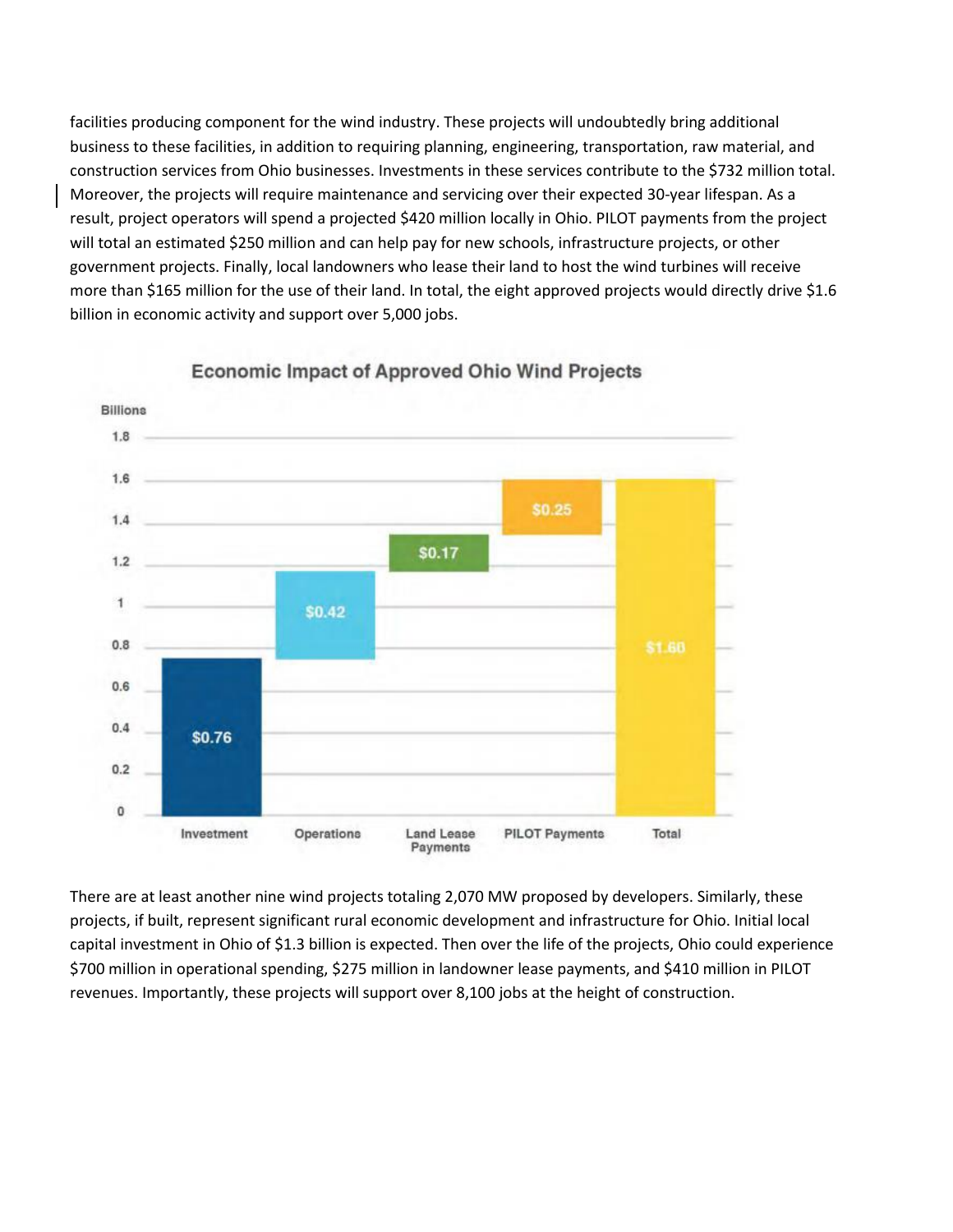facilities producing component for the wind industry. These projects will undoubtedly bring additional business to these facilities, in addition to requiring planning, engineering, transportation, raw material, and construction services from Ohio businesses. Investments in these services contribute to the $732 million total. Moreover, the projects will require maintenance and servicing over their expected 30-year lifespan. As a result, project operators will spend a projected $420 million locally in Ohio. PILOT payments from the project will total an estimated $250 million and can help pay for new schools, infrastructure projects, or other government projects. Finally, local landowners who lease their land to host the wind turbines will receive more than $165 million for the use of their land. In total, the eight approved projects would directly drive $1.6 billion in economic activity and support over 5,000 jobs.

**Economic Impact of Approved Ohio Wind Projects**

| Category | Billions |
| --- | --- |
| Investment | $0.76 |
| Operations | $0.42 |
| Land Lease Payments | $0.17 |
| PILOT Payments | $0.25 |
| Total | $1.60 |

There are at least another nine wind projects totaling 2,070 MW proposed by developers. Similarly, these projects, if built, represent significant rural economic development and infrastructure for Ohio. Initial local capital investment in Ohio of $1.3 billion is expected. Then over the life of the projects, Ohio could experience $700 million in operational spending, $275 million in landowner lease payments, and $410 million in PILOT revenues. Importantly, these projects will support over 8,100 jobs at the height of construction.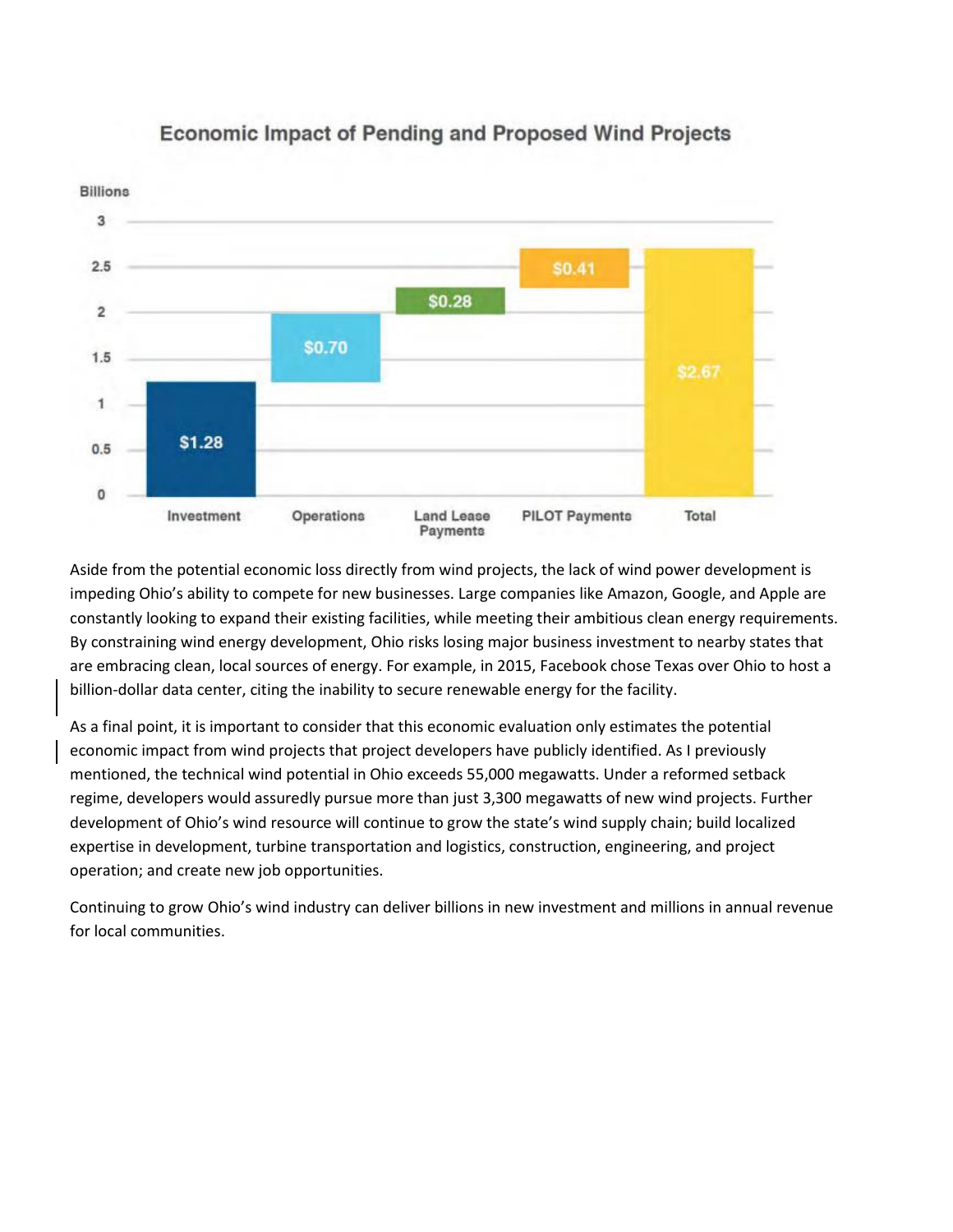Economic Impact of Pending and Proposed Wind Projects

Billions

3

2.5

2

1.5

1

0.5

0

$1.28

$0.70

$0.28

$0.41

$2.67

Investment

Operations

Land Lease Payments

PILOT Payments

Total

Aside from the potential economic loss directly from wind projects, the lack of wind power development is impeding Ohio's ability to compete for new businesses. Large companies like Amazon, Google, and Apple are constantly looking to expand their existing facilities, while meeting their ambitious clean energy requirements. By constraining wind energy development, Ohio risks losing major business investment to nearby states that are embracing clean, local sources of energy. For example, in 2015, Facebook chose Texas over Ohio to host a billion-dollar data center, citing the inability to secure renewable energy for the facility.

As a final point, it is important to consider that this economic evaluation only estimates the potential economic impact from wind projects that project developers have publicly identified. As I previously mentioned, the technical wind potential in Ohio exceeds 55,000 megawatts. Under a reformed setback regime, developers would assuredly pursue more than just 3,300 megawatts of new wind projects. Further development of Ohio's wind resource will continue to grow the state's wind supply chain; build localized expertise in development, turbine transportation and logistics, construction, engineering, and project operation; and create new job opportunities.

Continuing to grow Ohio's wind industry can deliver billions in new investment and millions in annual revenue for local communities.